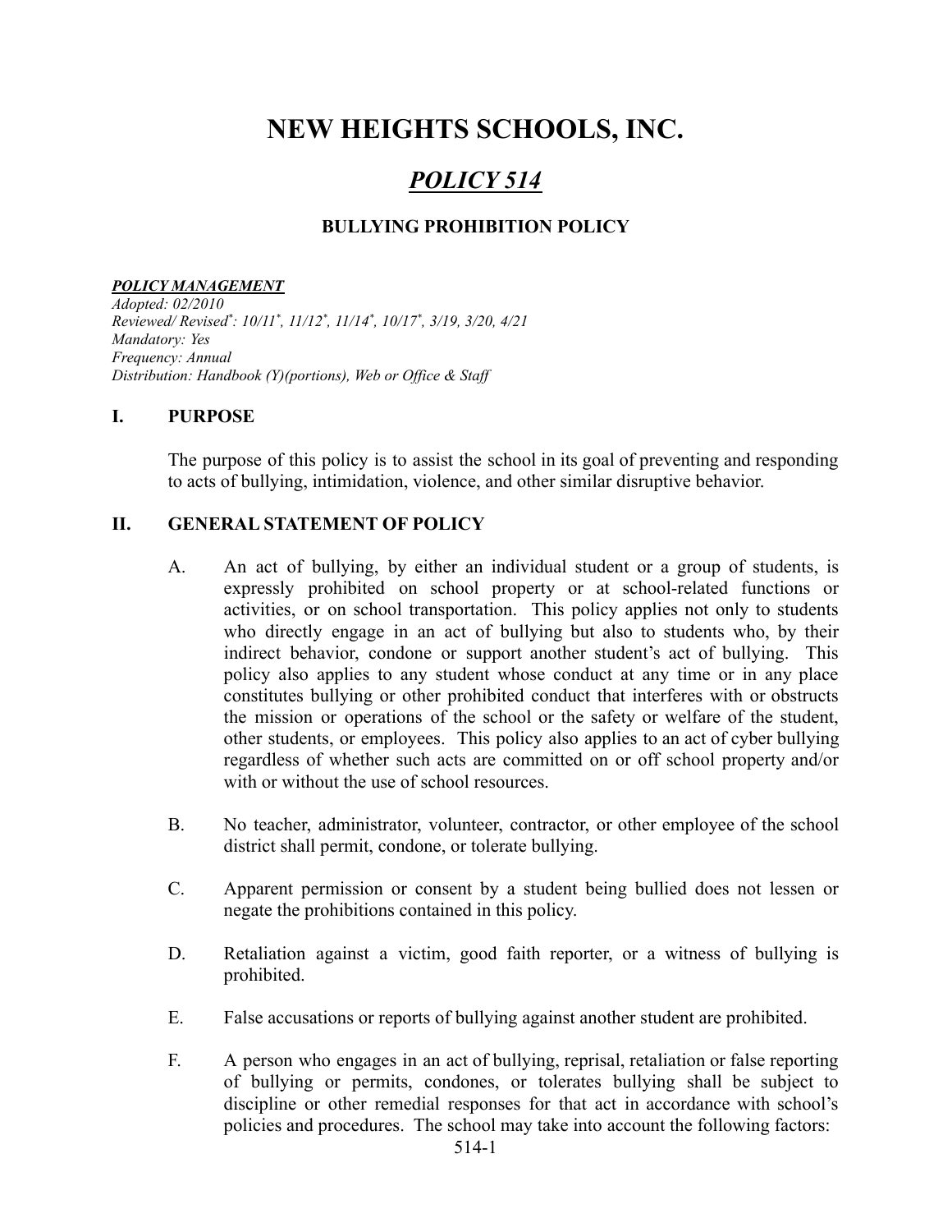# NEW HEIGHTS SCHOOLS, INC.

## *POLICY 514*

### BULLYING PROHIBITION POLICY

***POLICY MANAGEMENT***
*Adopted: 02/2010*
*Reviewed/ Revised*: 10/11*, 11/12*, 11/14*, 10/17*, 3/19, 3/20, 4/21*
*Mandatory: Yes*
*Frequency: Annual*
*Distribution: Handbook (Y)(portions), Web or Office & Staff*

## I. PURPOSE

The purpose of this policy is to assist the school in its goal of preventing and responding to acts of bullying, intimidation, violence, and other similar disruptive behavior.

## II. GENERAL STATEMENT OF POLICY

A. An act of bullying, by either an individual student or a group of students, is expressly prohibited on school property or at school-related functions or activities, or on school transportation. This policy applies not only to students who directly engage in an act of bullying but also to students who, by their indirect behavior, condone or support another student's act of bullying. This policy also applies to any student whose conduct at any time or in any place constitutes bullying or other prohibited conduct that interferes with or obstructs the mission or operations of the school or the safety or welfare of the student, other students, or employees. This policy also applies to an act of cyber bullying regardless of whether such acts are committed on or off school property and/or with or without the use of school resources.

B. No teacher, administrator, volunteer, contractor, or other employee of the school district shall permit, condone, or tolerate bullying.

C. Apparent permission or consent by a student being bullied does not lessen or negate the prohibitions contained in this policy.

D. Retaliation against a victim, good faith reporter, or a witness of bullying is prohibited.

E. False accusations or reports of bullying against another student are prohibited.

F. A person who engages in an act of bullying, reprisal, retaliation or false reporting of bullying or permits, condones, or tolerates bullying shall be subject to discipline or other remedial responses for that act in accordance with school's policies and procedures. The school may take into account the following factors: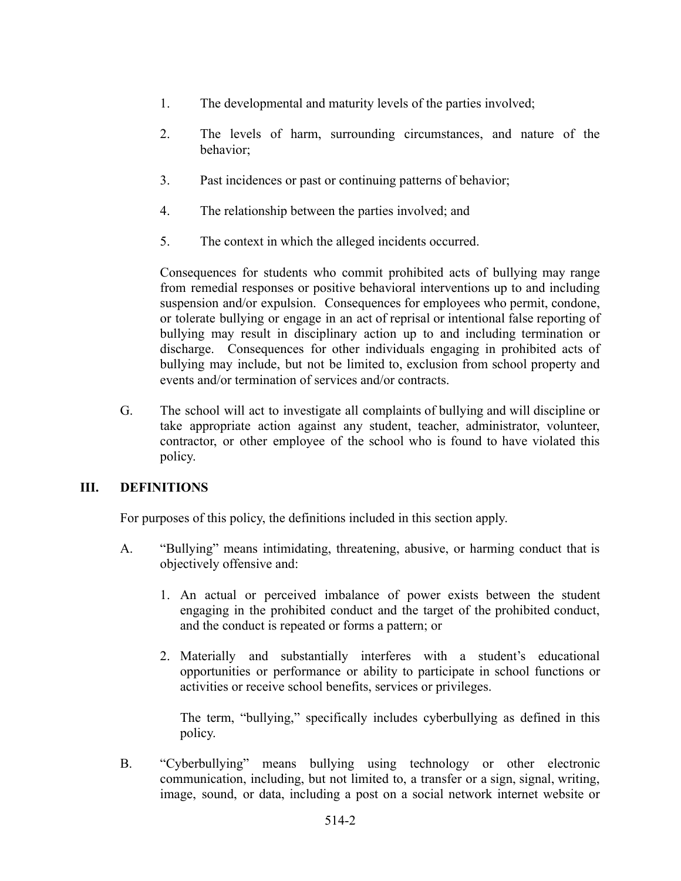1. The developmental and maturity levels of the parties involved;

2. The levels of harm, surrounding circumstances, and nature of the behavior;

3. Past incidences or past or continuing patterns of behavior;

4. The relationship between the parties involved; and

5. The context in which the alleged incidents occurred.

Consequences for students who commit prohibited acts of bullying may range from remedial responses or positive behavioral interventions up to and including suspension and/or expulsion. Consequences for employees who permit, condone, or tolerate bullying or engage in an act of reprisal or intentional false reporting of bullying may result in disciplinary action up to and including termination or discharge. Consequences for other individuals engaging in prohibited acts of bullying may include, but not be limited to, exclusion from school property and events and/or termination of services and/or contracts.

G. The school will act to investigate all complaints of bullying and will discipline or take appropriate action against any student, teacher, administrator, volunteer, contractor, or other employee of the school who is found to have violated this policy.

## III. DEFINITIONS

For purposes of this policy, the definitions included in this section apply.

A. "Bullying" means intimidating, threatening, abusive, or harming conduct that is objectively offensive and:

1. An actual or perceived imbalance of power exists between the student engaging in the prohibited conduct and the target of the prohibited conduct, and the conduct is repeated or forms a pattern; or

2. Materially and substantially interferes with a student's educational opportunities or performance or ability to participate in school functions or activities or receive school benefits, services or privileges.

The term, "bullying," specifically includes cyberbullying as defined in this policy.

B. "Cyberbullying" means bullying using technology or other electronic communication, including, but not limited to, a transfer or a sign, signal, writing, image, sound, or data, including a post on a social network internet website or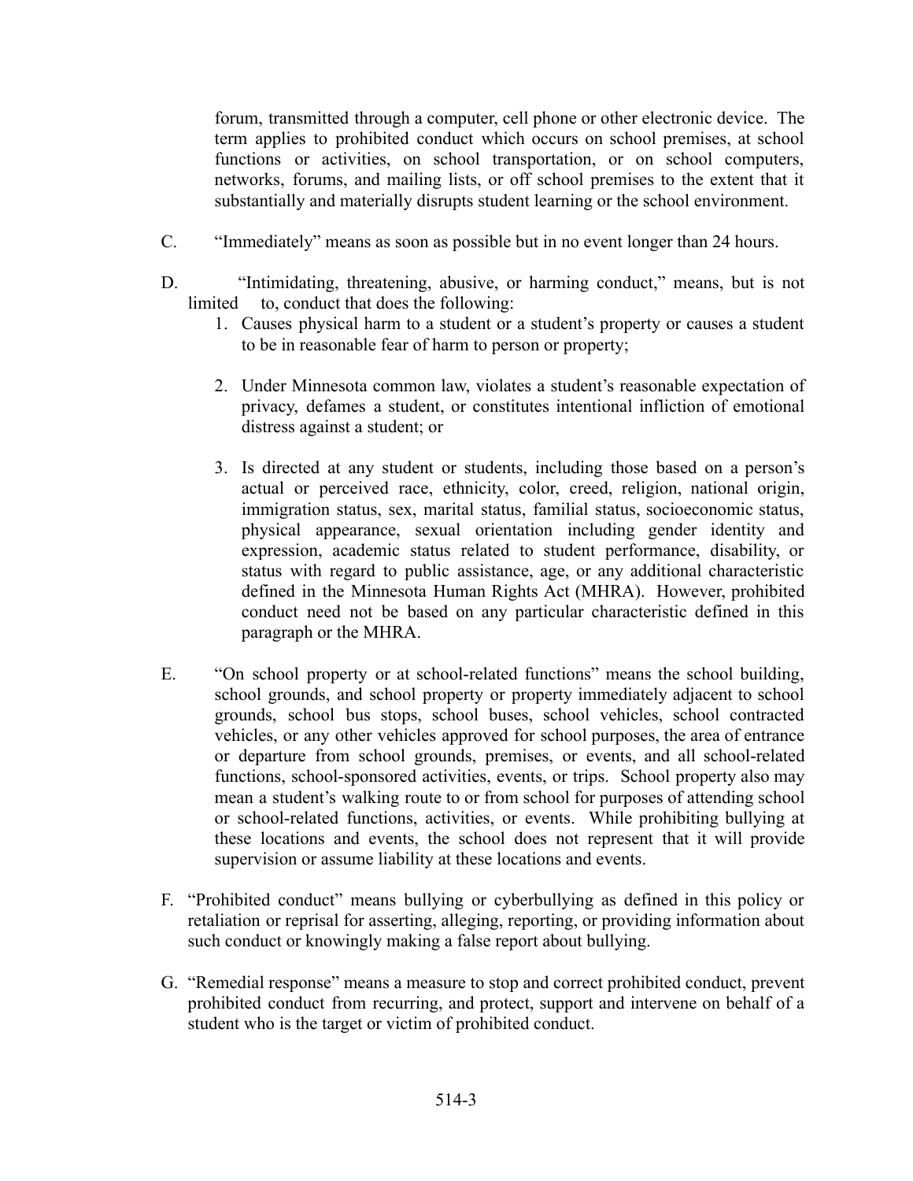forum, transmitted through a computer, cell phone or other electronic device. The term applies to prohibited conduct which occurs on school premises, at school functions or activities, on school transportation, or on school computers, networks, forums, and mailing lists, or off school premises to the extent that it substantially and materially disrupts student learning or the school environment.

C. "Immediately" means as soon as possible but in no event longer than 24 hours.

D. "Intimidating, threatening, abusive, or harming conduct," means, but is not limited to, conduct that does the following:

1. Causes physical harm to a student or a student's property or causes a student to be in reasonable fear of harm to person or property;

2. Under Minnesota common law, violates a student's reasonable expectation of privacy, defames a student, or constitutes intentional infliction of emotional distress against a student; or

3. Is directed at any student or students, including those based on a person's actual or perceived race, ethnicity, color, creed, religion, national origin, immigration status, sex, marital status, familial status, socioeconomic status, physical appearance, sexual orientation including gender identity and expression, academic status related to student performance, disability, or status with regard to public assistance, age, or any additional characteristic defined in the Minnesota Human Rights Act (MHRA). However, prohibited conduct need not be based on any particular characteristic defined in this paragraph or the MHRA.

E. "On school property or at school-related functions" means the school building, school grounds, and school property or property immediately adjacent to school grounds, school bus stops, school buses, school vehicles, school contracted vehicles, or any other vehicles approved for school purposes, the area of entrance or departure from school grounds, premises, or events, and all school-related functions, school-sponsored activities, events, or trips. School property also may mean a student's walking route to or from school for purposes of attending school or school-related functions, activities, or events. While prohibiting bullying at these locations and events, the school does not represent that it will provide supervision or assume liability at these locations and events.

F. "Prohibited conduct" means bullying or cyberbullying as defined in this policy or retaliation or reprisal for asserting, alleging, reporting, or providing information about such conduct or knowingly making a false report about bullying.

G. "Remedial response" means a measure to stop and correct prohibited conduct, prevent prohibited conduct from recurring, and protect, support and intervene on behalf of a student who is the target or victim of prohibited conduct.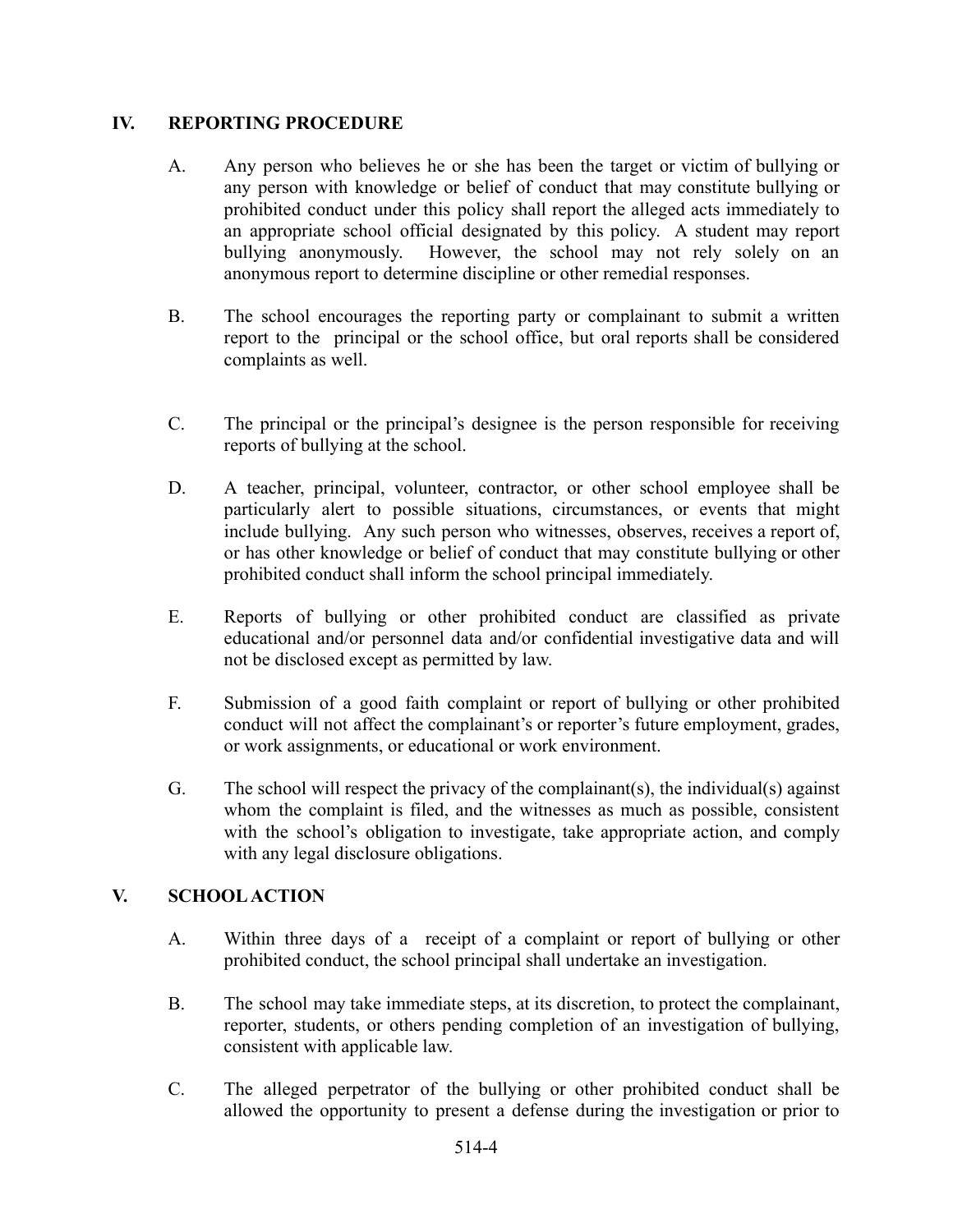## IV. REPORTING PROCEDURE

A. Any person who believes he or she has been the target or victim of bullying or any person with knowledge or belief of conduct that may constitute bullying or prohibited conduct under this policy shall report the alleged acts immediately to an appropriate school official designated by this policy. A student may report bullying anonymously. However, the school may not rely solely on an anonymous report to determine discipline or other remedial responses.

B. The school encourages the reporting party or complainant to submit a written report to the principal or the school office, but oral reports shall be considered complaints as well.

C. The principal or the principal's designee is the person responsible for receiving reports of bullying at the school.

D. A teacher, principal, volunteer, contractor, or other school employee shall be particularly alert to possible situations, circumstances, or events that might include bullying. Any such person who witnesses, observes, receives a report of, or has other knowledge or belief of conduct that may constitute bullying or other prohibited conduct shall inform the school principal immediately.

E. Reports of bullying or other prohibited conduct are classified as private educational and/or personnel data and/or confidential investigative data and will not be disclosed except as permitted by law.

F. Submission of a good faith complaint or report of bullying or other prohibited conduct will not affect the complainant's or reporter's future employment, grades, or work assignments, or educational or work environment.

G. The school will respect the privacy of the complainant(s), the individual(s) against whom the complaint is filed, and the witnesses as much as possible, consistent with the school's obligation to investigate, take appropriate action, and comply with any legal disclosure obligations.

## V. SCHOOL ACTION

A. Within three days of a receipt of a complaint or report of bullying or other prohibited conduct, the school principal shall undertake an investigation.

B. The school may take immediate steps, at its discretion, to protect the complainant, reporter, students, or others pending completion of an investigation of bullying, consistent with applicable law.

C. The alleged perpetrator of the bullying or other prohibited conduct shall be allowed the opportunity to present a defense during the investigation or prior to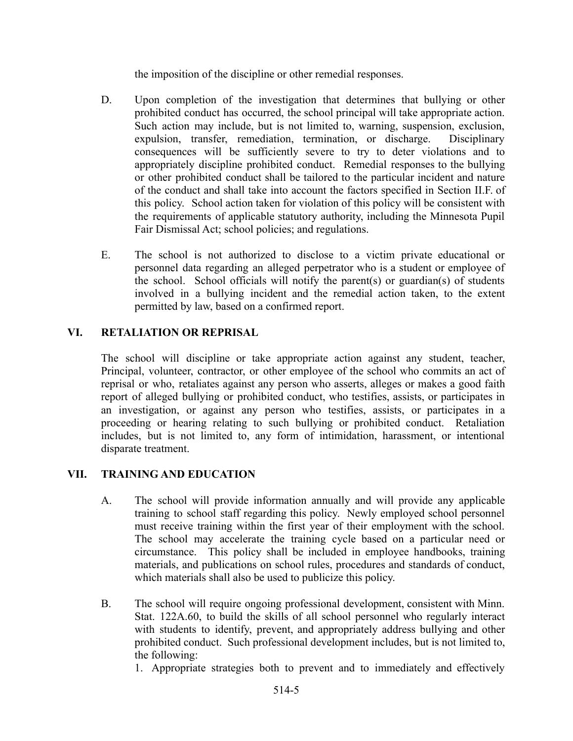the imposition of the discipline or other remedial responses.

D. Upon completion of the investigation that determines that bullying or other prohibited conduct has occurred, the school principal will take appropriate action. Such action may include, but is not limited to, warning, suspension, exclusion, expulsion, transfer, remediation, termination, or discharge. Disciplinary consequences will be sufficiently severe to try to deter violations and to appropriately discipline prohibited conduct. Remedial responses to the bullying or other prohibited conduct shall be tailored to the particular incident and nature of the conduct and shall take into account the factors specified in Section II.F. of this policy. School action taken for violation of this policy will be consistent with the requirements of applicable statutory authority, including the Minnesota Pupil Fair Dismissal Act; school policies; and regulations.

E. The school is not authorized to disclose to a victim private educational or personnel data regarding an alleged perpetrator who is a student or employee of the school. School officials will notify the parent(s) or guardian(s) of students involved in a bullying incident and the remedial action taken, to the extent permitted by law, based on a confirmed report.

## VI. RETALIATION OR REPRISAL

The school will discipline or take appropriate action against any student, teacher, Principal, volunteer, contractor, or other employee of the school who commits an act of reprisal or who, retaliates against any person who asserts, alleges or makes a good faith report of alleged bullying or prohibited conduct, who testifies, assists, or participates in an investigation, or against any person who testifies, assists, or participates in a proceeding or hearing relating to such bullying or prohibited conduct. Retaliation includes, but is not limited to, any form of intimidation, harassment, or intentional disparate treatment.

## VII. TRAINING AND EDUCATION

A. The school will provide information annually and will provide any applicable training to school staff regarding this policy. Newly employed school personnel must receive training within the first year of their employment with the school. The school may accelerate the training cycle based on a particular need or circumstance. This policy shall be included in employee handbooks, training materials, and publications on school rules, procedures and standards of conduct, which materials shall also be used to publicize this policy.

B. The school will require ongoing professional development, consistent with Minn. Stat. 122A.60, to build the skills of all school personnel who regularly interact with students to identify, prevent, and appropriately address bullying and other prohibited conduct. Such professional development includes, but is not limited to, the following:

1. Appropriate strategies both to prevent and to immediately and effectively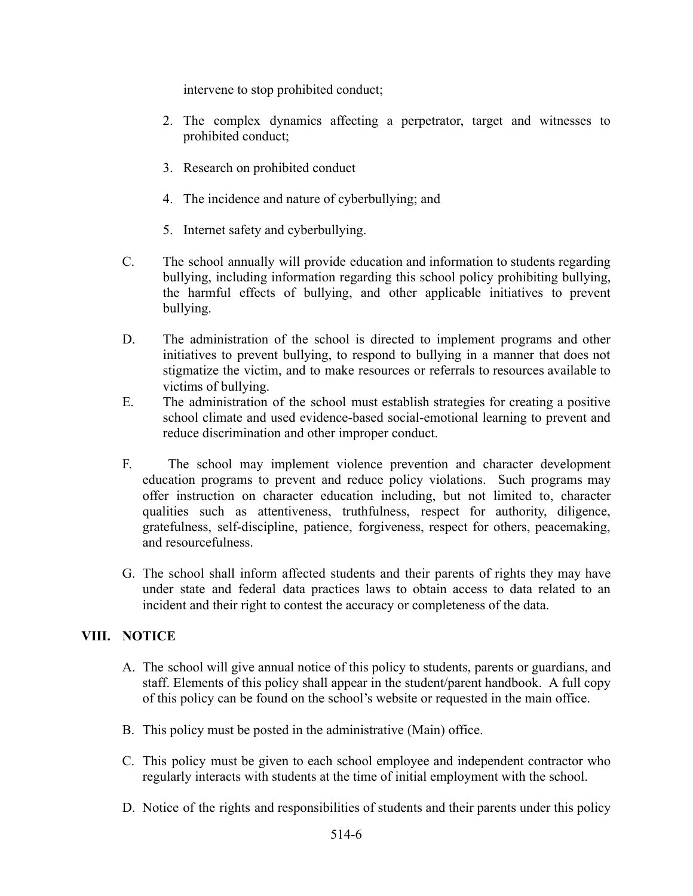intervene to stop prohibited conduct;

2. The complex dynamics affecting a perpetrator, target and witnesses to prohibited conduct;

3. Research on prohibited conduct

4. The incidence and nature of cyberbullying; and

5. Internet safety and cyberbullying.

C. The school annually will provide education and information to students regarding bullying, including information regarding this school policy prohibiting bullying, the harmful effects of bullying, and other applicable initiatives to prevent bullying.

D. The administration of the school is directed to implement programs and other initiatives to prevent bullying, to respond to bullying in a manner that does not stigmatize the victim, and to make resources or referrals to resources available to victims of bullying.

E. The administration of the school must establish strategies for creating a positive school climate and used evidence-based social-emotional learning to prevent and reduce discrimination and other improper conduct.

F. The school may implement violence prevention and character development education programs to prevent and reduce policy violations. Such programs may offer instruction on character education including, but not limited to, character qualities such as attentiveness, truthfulness, respect for authority, diligence, gratefulness, self-discipline, patience, forgiveness, respect for others, peacemaking, and resourcefulness.

G. The school shall inform affected students and their parents of rights they may have under state and federal data practices laws to obtain access to data related to an incident and their right to contest the accuracy or completeness of the data.

## VIII. NOTICE

A. The school will give annual notice of this policy to students, parents or guardians, and staff. Elements of this policy shall appear in the student/parent handbook. A full copy of this policy can be found on the school's website or requested in the main office.

B. This policy must be posted in the administrative (Main) office.

C. This policy must be given to each school employee and independent contractor who regularly interacts with students at the time of initial employment with the school.

D. Notice of the rights and responsibilities of students and their parents under this policy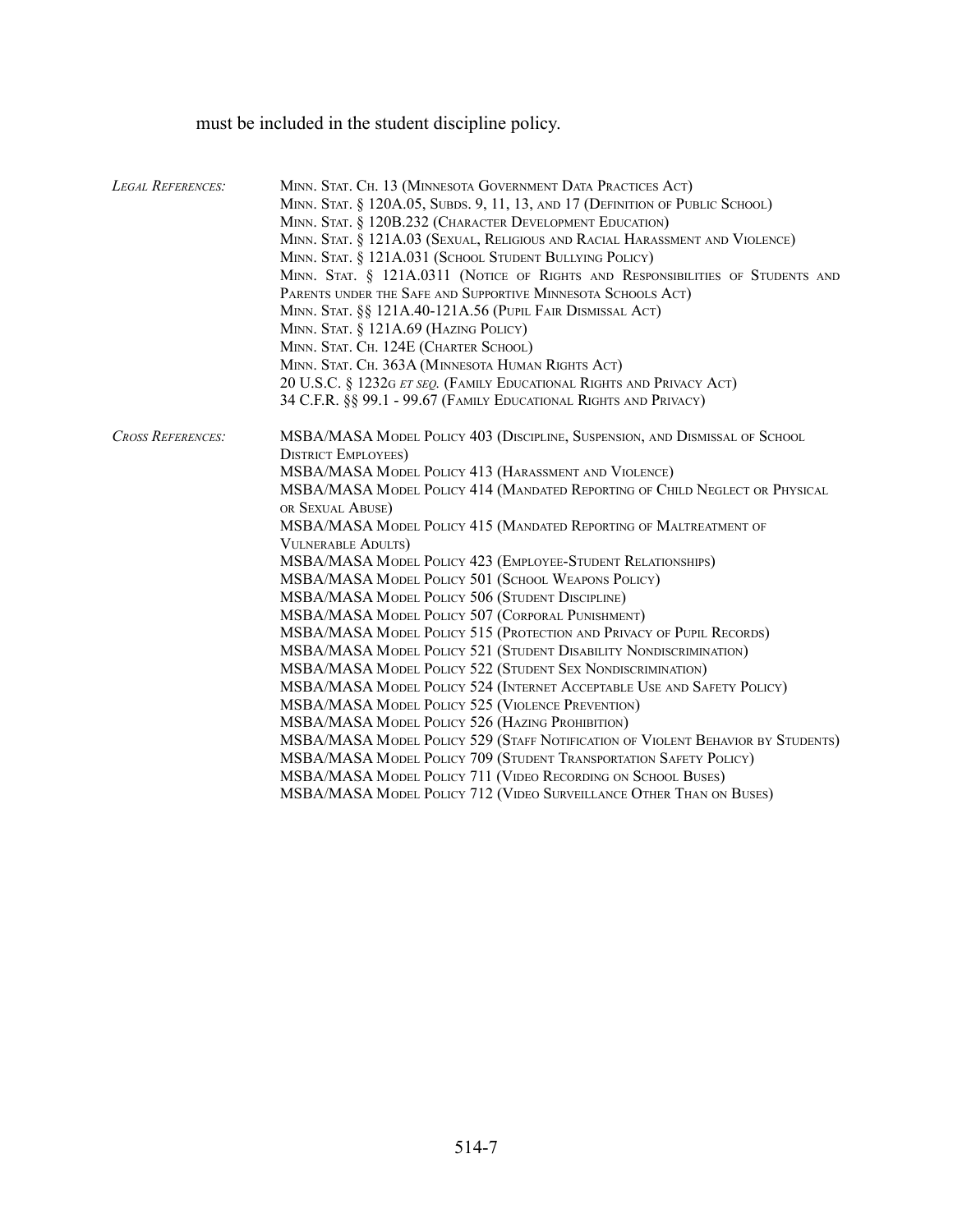must be included in the student discipline policy.

| | |
|---|---|
| *Legal References:* | Minn. Stat. Ch. 13 (Minnesota Government Data Practices Act)<br>Minn. Stat. § 120A.05, Subds. 9, 11, 13, and 17 (Definition of Public School)<br>Minn. Stat. § 120B.232 (Character Development Education)<br>Minn. Stat. § 121A.03 (Sexual, Religious and Racial Harassment and Violence)<br>Minn. Stat. § 121A.031 (School Student Bullying Policy)<br>Minn. Stat. § 121A.0311 (Notice of Rights and Responsibilities of Students and Parents under the Safe and Supportive Minnesota Schools Act)<br>Minn. Stat. §§ 121A.40-121A.56 (Pupil Fair Dismissal Act)<br>Minn. Stat. § 121A.69 (Hazing Policy)<br>Minn. Stat. Ch. 124E (Charter School)<br>Minn. Stat. Ch. 363A (Minnesota Human Rights Act)<br>20 U.S.C. § 1232g *et seq.* (Family Educational Rights and Privacy Act)<br>34 C.F.R. §§ 99.1 - 99.67 (Family Educational Rights and Privacy) |
| *Cross References:* | MSBA/MASA Model Policy 403 (Discipline, Suspension, and Dismissal of School District Employees)<br>MSBA/MASA Model Policy 413 (Harassment and Violence)<br>MSBA/MASA Model Policy 414 (Mandated Reporting of Child Neglect or Physical or Sexual Abuse)<br>MSBA/MASA Model Policy 415 (Mandated Reporting of Maltreatment of Vulnerable Adults)<br>MSBA/MASA Model Policy 423 (Employee-Student Relationships)<br>MSBA/MASA Model Policy 501 (School Weapons Policy)<br>MSBA/MASA Model Policy 506 (Student Discipline)<br>MSBA/MASA Model Policy 507 (Corporal Punishment)<br>MSBA/MASA Model Policy 515 (Protection and Privacy of Pupil Records)<br>MSBA/MASA Model Policy 521 (Student Disability Nondiscrimination)<br>MSBA/MASA Model Policy 522 (Student Sex Nondiscrimination)<br>MSBA/MASA Model Policy 524 (Internet Acceptable Use and Safety Policy)<br>MSBA/MASA Model Policy 525 (Violence Prevention)<br>MSBA/MASA Model Policy 526 (Hazing Prohibition)<br>MSBA/MASA Model Policy 529 (Staff Notification of Violent Behavior by Students)<br>MSBA/MASA Model Policy 709 (Student Transportation Safety Policy)<br>MSBA/MASA Model Policy 711 (Video Recording on School Buses)<br>MSBA/MASA Model Policy 712 (Video Surveillance Other Than on Buses) |